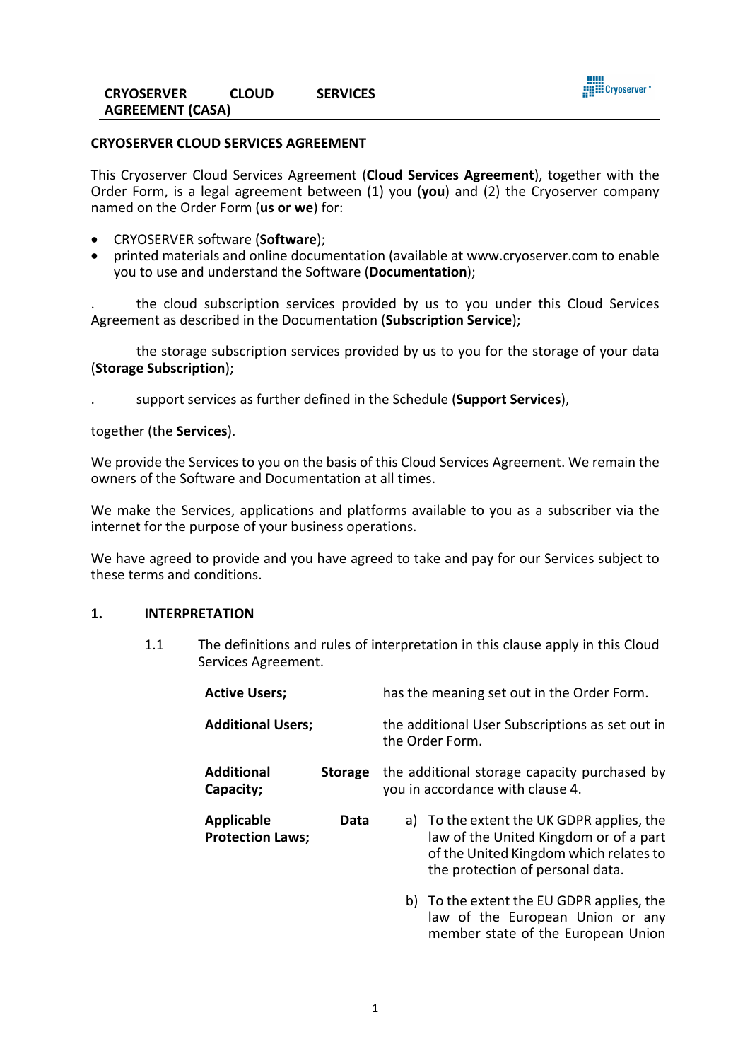## CRYOSERVER CLOUD SERVICES AGREEMENT

This Cryoserver Cloud Services Agreement (**Cloud Services Agreement**), together with the Order Form, is a legal agreement between (1) you (**you**) and (2) the Cryoserver company named on the Order Form (**us or we**) for:

- CRYOSERVER software (**Software**);
- printed materials and online documentation (available at www.cryoserver.com to enable you to use and understand the Software (**Documentation**);

. the cloud subscription services provided by us to you under this Cloud Services Agreement as described in the Documentation (**Subscription Service**);

the storage subscription services provided by us to you for the storage of your data (**Storage Subscription**);

. support services as further defined in the Schedule (**Support Services**),

together (the **Services**).

We provide the Services to you on the basis of this Cloud Services Agreement. We remain the owners of the Software and Documentation at all times.

We make the Services, applications and platforms available to you as a subscriber via the internet for the purpose of your business operations.

We have agreed to provide and you have agreed to take and pay for our Services subject to these terms and conditions.

### 1. INTERPRETATION

1.1 The definitions and rules of interpretation in this clause apply in this Cloud Services Agreement.

**Active Users;** has the meaning set out in the Order Form.

**Additional Users;** the additional User Subscriptions as set out in the Order Form.

**Additional Storage Capacity;** the additional storage capacity purchased by you in accordance with clause 4.

**Applicable Data Protection Laws;**

a) To the extent the UK GDPR applies, the law of the United Kingdom or of a part of the United Kingdom which relates to the protection of personal data.

b) To the extent the EU GDPR applies, the law of the European Union or any member state of the European Union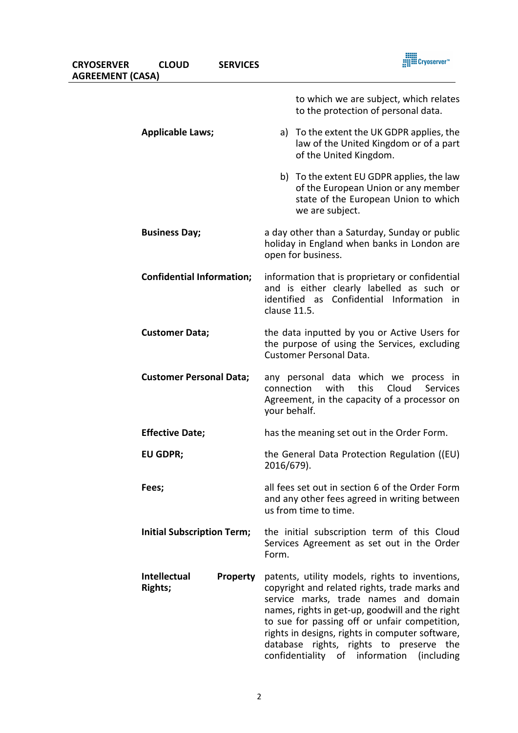to which we are subject, which relates to the protection of personal data.

**Applicable Laws;**

a) To the extent the UK GDPR applies, the law of the United Kingdom or of a part of the United Kingdom.

b) To the extent EU GDPR applies, the law of the European Union or any member state of the European Union to which we are subject.

**Business Day;** a day other than a Saturday, Sunday or public holiday in England when banks in London are open for business.

**Confidential Information;** information that is proprietary or confidential and is either clearly labelled as such or identified as Confidential Information in clause 11.5.

**Customer Data;** the data inputted by you or Active Users for the purpose of using the Services, excluding Customer Personal Data.

**Customer Personal Data;** any personal data which we process in connection with this Cloud Services Agreement, in the capacity of a processor on your behalf.

**Effective Date;** has the meaning set out in the Order Form.

**EU GDPR;** the General Data Protection Regulation ((EU) 2016/679).

**Fees;** all fees set out in section 6 of the Order Form and any other fees agreed in writing between us from time to time.

**Initial Subscription Term;** the initial subscription term of this Cloud Services Agreement as set out in the Order Form.

**Intellectual Property Rights;** patents, utility models, rights to inventions, copyright and related rights, trade marks and service marks, trade names and domain names, rights in get-up, goodwill and the right to sue for passing off or unfair competition, rights in designs, rights in computer software, database rights, rights to preserve the confidentiality of information (including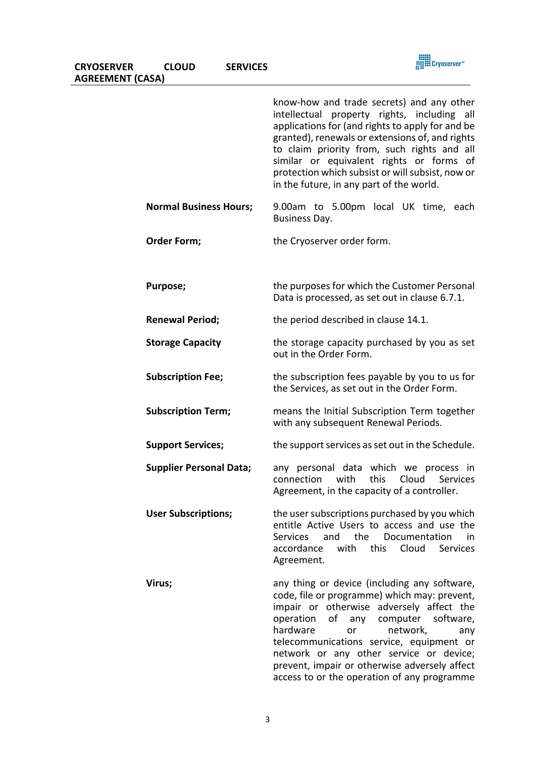| | |
|---|---|
| | know-how and trade secrets) and any other intellectual property rights, including all applications for (and rights to apply for and be granted), renewals or extensions of, and rights to claim priority from, such rights and all similar or equivalent rights or forms of protection which subsist or will subsist, now or in the future, in any part of the world. |
| **Normal Business Hours;** | 9.00am to 5.00pm local UK time, each Business Day. |
| **Order Form;** | the Cryoserver order form. |
| **Purpose;** | the purposes for which the Customer Personal Data is processed, as set out in clause 6.7.1. |
| **Renewal Period;** | the period described in clause 14.1. |
| **Storage Capacity** | the storage capacity purchased by you as set out in the Order Form. |
| **Subscription Fee;** | the subscription fees payable by you to us for the Services, as set out in the Order Form. |
| **Subscription Term;** | means the Initial Subscription Term together with any subsequent Renewal Periods. |
| **Support Services;** | the support services as set out in the Schedule. |
| **Supplier Personal Data;** | any personal data which we process in connection with this Cloud Services Agreement, in the capacity of a controller. |
| **User Subscriptions;** | the user subscriptions purchased by you which entitle Active Users to access and use the Services and the Documentation in accordance with this Cloud Services Agreement. |
| **Virus;** | any thing or device (including any software, code, file or programme) which may: prevent, impair or otherwise adversely affect the operation of any computer software, hardware or network, any telecommunications service, equipment or network or any other service or device; prevent, impair or otherwise adversely affect access to or the operation of any programme |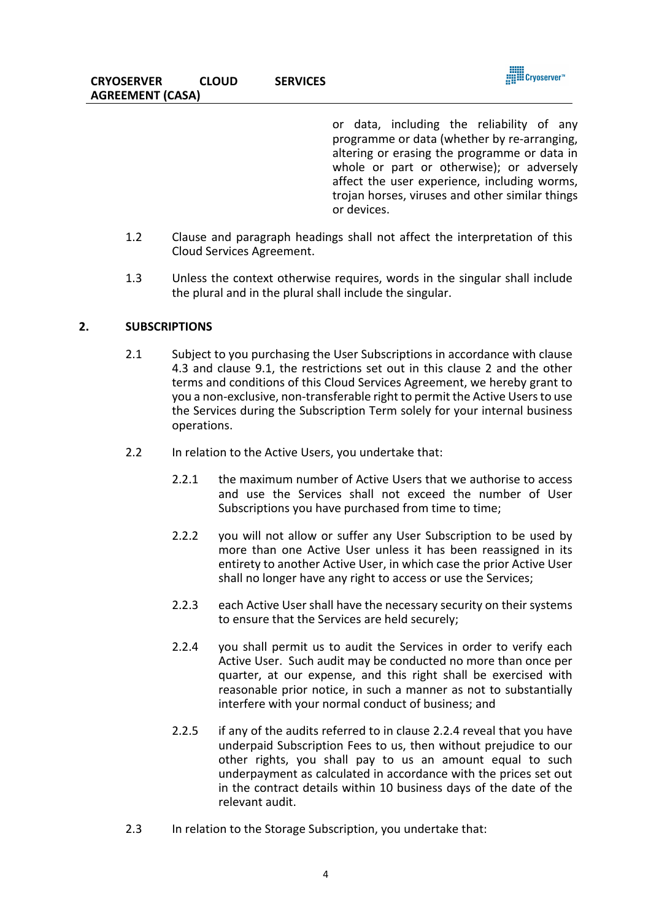or data, including the reliability of any programme or data (whether by re-arranging, altering or erasing the programme or data in whole or part or otherwise); or adversely affect the user experience, including worms, trojan horses, viruses and other similar things or devices.

1.2 Clause and paragraph headings shall not affect the interpretation of this Cloud Services Agreement.

1.3 Unless the context otherwise requires, words in the singular shall include the plural and in the plural shall include the singular.

## 2. SUBSCRIPTIONS

2.1 Subject to you purchasing the User Subscriptions in accordance with clause 4.3 and clause 9.1, the restrictions set out in this clause 2 and the other terms and conditions of this Cloud Services Agreement, we hereby grant to you a non-exclusive, non-transferable right to permit the Active Users to use the Services during the Subscription Term solely for your internal business operations.

2.2 In relation to the Active Users, you undertake that:

2.2.1 the maximum number of Active Users that we authorise to access and use the Services shall not exceed the number of User Subscriptions you have purchased from time to time;

2.2.2 you will not allow or suffer any User Subscription to be used by more than one Active User unless it has been reassigned in its entirety to another Active User, in which case the prior Active User shall no longer have any right to access or use the Services;

2.2.3 each Active User shall have the necessary security on their systems to ensure that the Services are held securely;

2.2.4 you shall permit us to audit the Services in order to verify each Active User. Such audit may be conducted no more than once per quarter, at our expense, and this right shall be exercised with reasonable prior notice, in such a manner as not to substantially interfere with your normal conduct of business; and

2.2.5 if any of the audits referred to in clause 2.2.4 reveal that you have underpaid Subscription Fees to us, then without prejudice to our other rights, you shall pay to us an amount equal to such underpayment as calculated in accordance with the prices set out in the contract details within 10 business days of the date of the relevant audit.

2.3 In relation to the Storage Subscription, you undertake that: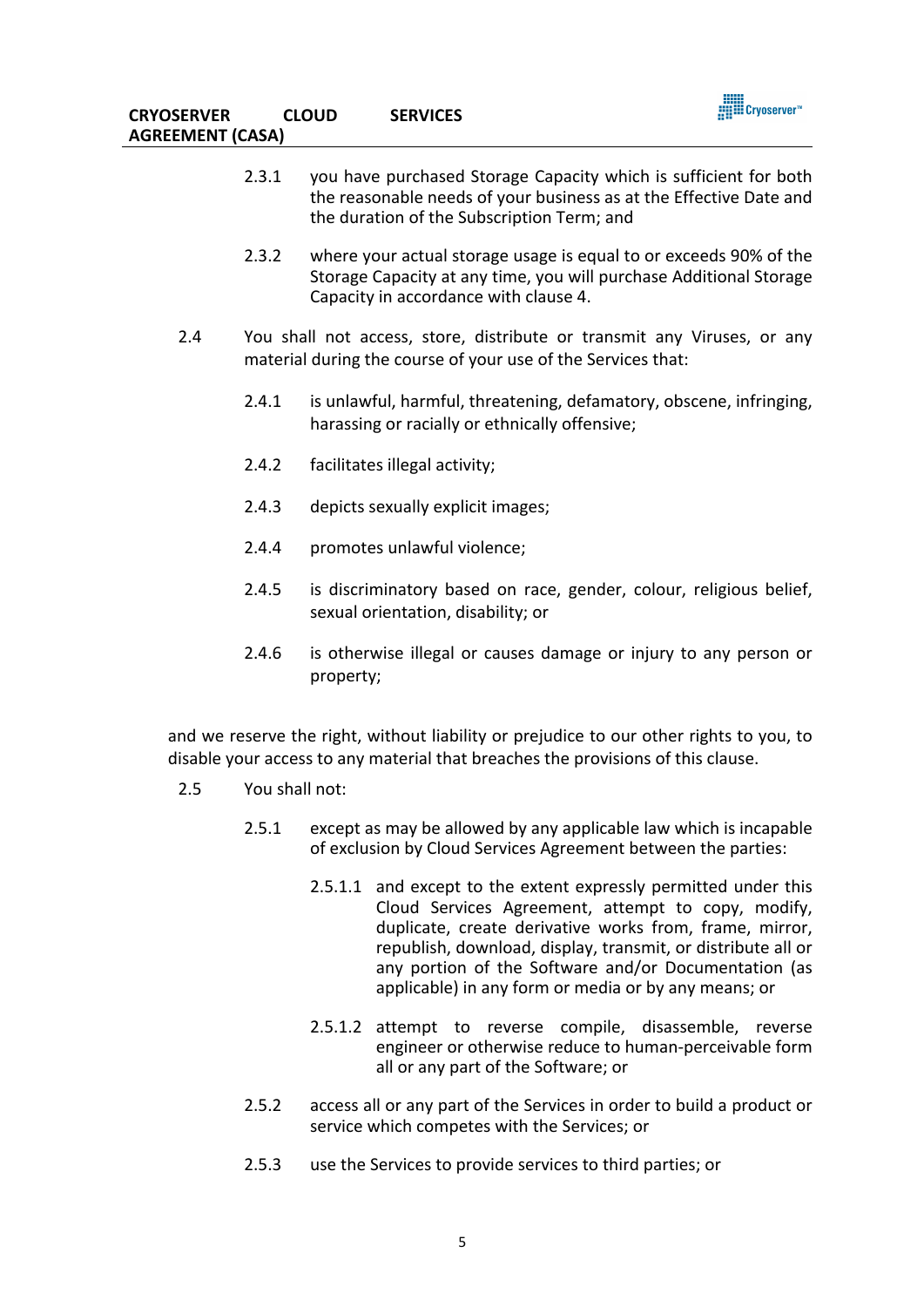2.3.1 you have purchased Storage Capacity which is sufficient for both the reasonable needs of your business as at the Effective Date and the duration of the Subscription Term; and

2.3.2 where your actual storage usage is equal to or exceeds 90% of the Storage Capacity at any time, you will purchase Additional Storage Capacity in accordance with clause 4.

2.4 You shall not access, store, distribute or transmit any Viruses, or any material during the course of your use of the Services that:

2.4.1 is unlawful, harmful, threatening, defamatory, obscene, infringing, harassing or racially or ethnically offensive;

2.4.2 facilitates illegal activity;

2.4.3 depicts sexually explicit images;

2.4.4 promotes unlawful violence;

2.4.5 is discriminatory based on race, gender, colour, religious belief, sexual orientation, disability; or

2.4.6 is otherwise illegal or causes damage or injury to any person or property;

and we reserve the right, without liability or prejudice to our other rights to you, to disable your access to any material that breaches the provisions of this clause.

2.5 You shall not:

2.5.1 except as may be allowed by any applicable law which is incapable of exclusion by Cloud Services Agreement between the parties:

2.5.1.1 and except to the extent expressly permitted under this Cloud Services Agreement, attempt to copy, modify, duplicate, create derivative works from, frame, mirror, republish, download, display, transmit, or distribute all or any portion of the Software and/or Documentation (as applicable) in any form or media or by any means; or

2.5.1.2 attempt to reverse compile, disassemble, reverse engineer or otherwise reduce to human-perceivable form all or any part of the Software; or

2.5.2 access all or any part of the Services in order to build a product or service which competes with the Services; or

2.5.3 use the Services to provide services to third parties; or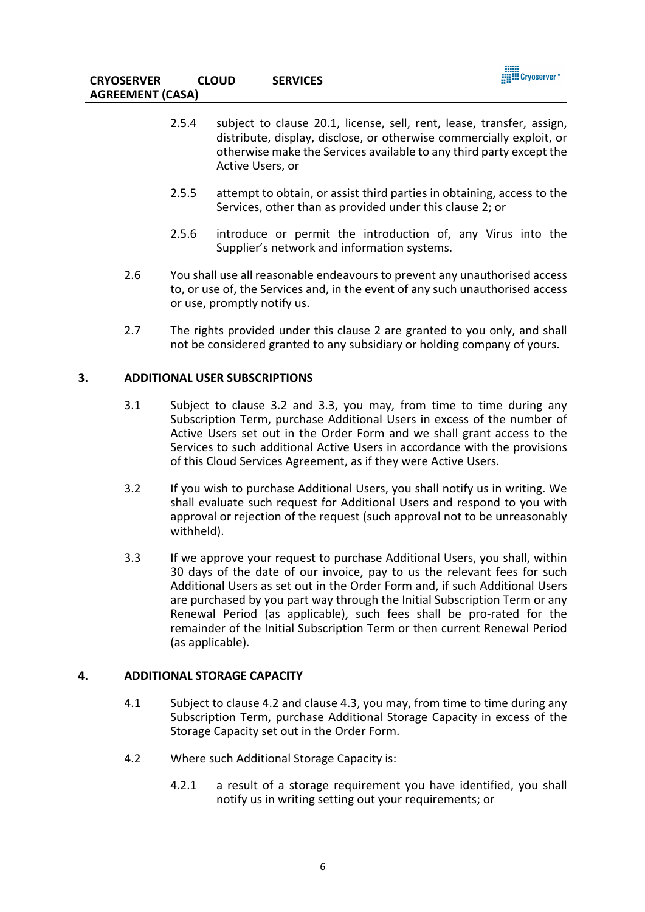2.5.4 subject to clause 20.1, license, sell, rent, lease, transfer, assign, distribute, display, disclose, or otherwise commercially exploit, or otherwise make the Services available to any third party except the Active Users, or

2.5.5 attempt to obtain, or assist third parties in obtaining, access to the Services, other than as provided under this clause 2; or

2.5.6 introduce or permit the introduction of, any Virus into the Supplier's network and information systems.

2.6 You shall use all reasonable endeavours to prevent any unauthorised access to, or use of, the Services and, in the event of any such unauthorised access or use, promptly notify us.

2.7 The rights provided under this clause 2 are granted to you only, and shall not be considered granted to any subsidiary or holding company of yours.

## 3. ADDITIONAL USER SUBSCRIPTIONS

3.1 Subject to clause 3.2 and 3.3, you may, from time to time during any Subscription Term, purchase Additional Users in excess of the number of Active Users set out in the Order Form and we shall grant access to the Services to such additional Active Users in accordance with the provisions of this Cloud Services Agreement, as if they were Active Users.

3.2 If you wish to purchase Additional Users, you shall notify us in writing. We shall evaluate such request for Additional Users and respond to you with approval or rejection of the request (such approval not to be unreasonably withheld).

3.3 If we approve your request to purchase Additional Users, you shall, within 30 days of the date of our invoice, pay to us the relevant fees for such Additional Users as set out in the Order Form and, if such Additional Users are purchased by you part way through the Initial Subscription Term or any Renewal Period (as applicable), such fees shall be pro-rated for the remainder of the Initial Subscription Term or then current Renewal Period (as applicable).

## 4. ADDITIONAL STORAGE CAPACITY

4.1 Subject to clause 4.2 and clause 4.3, you may, from time to time during any Subscription Term, purchase Additional Storage Capacity in excess of the Storage Capacity set out in the Order Form.

4.2 Where such Additional Storage Capacity is:

4.2.1 a result of a storage requirement you have identified, you shall notify us in writing setting out your requirements; or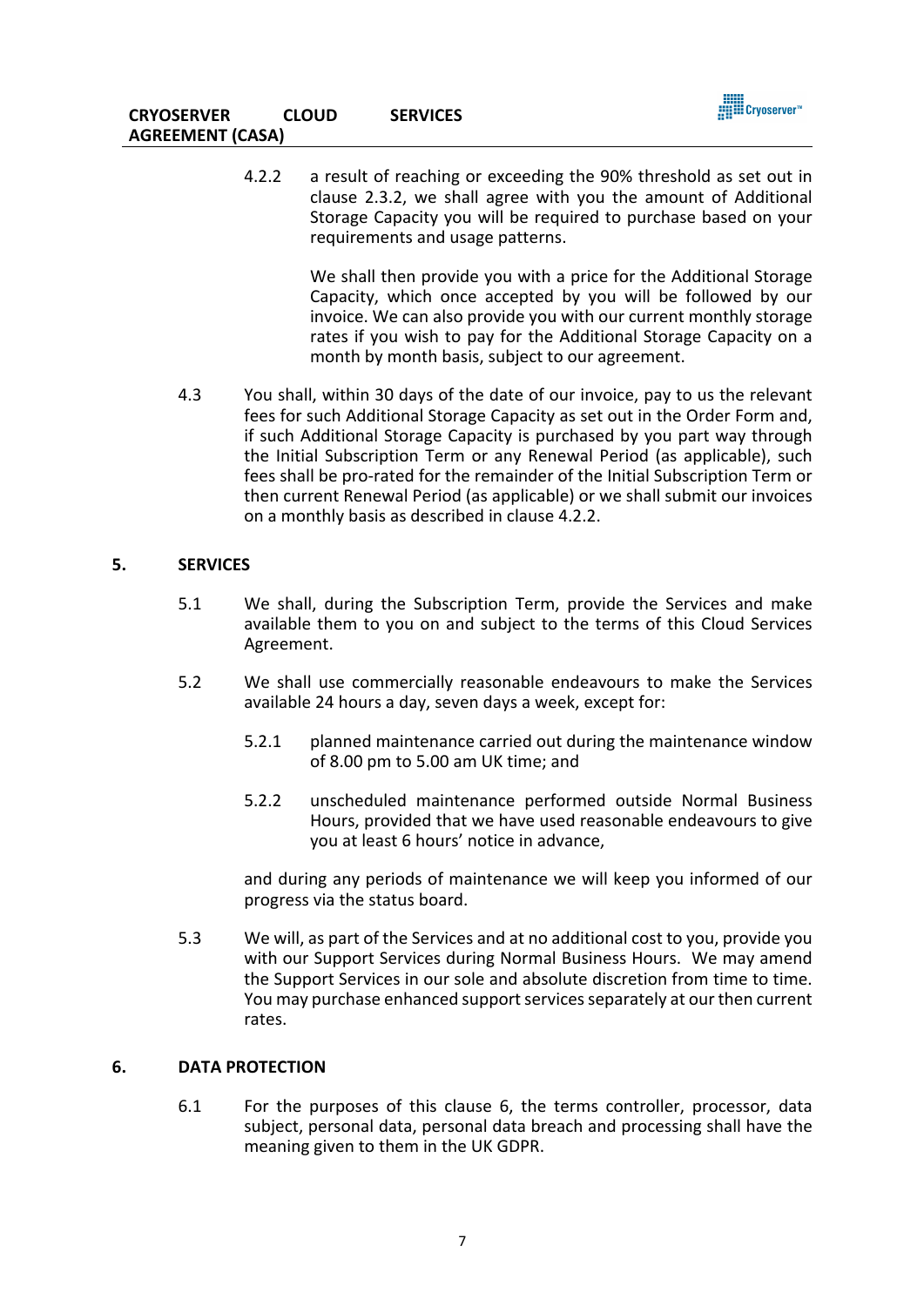4.2.2 a result of reaching or exceeding the 90% threshold as set out in clause 2.3.2, we shall agree with you the amount of Additional Storage Capacity you will be required to purchase based on your requirements and usage patterns.

We shall then provide you with a price for the Additional Storage Capacity, which once accepted by you will be followed by our invoice. We can also provide you with our current monthly storage rates if you wish to pay for the Additional Storage Capacity on a month by month basis, subject to our agreement.

4.3 You shall, within 30 days of the date of our invoice, pay to us the relevant fees for such Additional Storage Capacity as set out in the Order Form and, if such Additional Storage Capacity is purchased by you part way through the Initial Subscription Term or any Renewal Period (as applicable), such fees shall be pro-rated for the remainder of the Initial Subscription Term or then current Renewal Period (as applicable) or we shall submit our invoices on a monthly basis as described in clause 4.2.2.

## 5. SERVICES

5.1 We shall, during the Subscription Term, provide the Services and make available them to you on and subject to the terms of this Cloud Services Agreement.

5.2 We shall use commercially reasonable endeavours to make the Services available 24 hours a day, seven days a week, except for:

5.2.1 planned maintenance carried out during the maintenance window of 8.00 pm to 5.00 am UK time; and

5.2.2 unscheduled maintenance performed outside Normal Business Hours, provided that we have used reasonable endeavours to give you at least 6 hours' notice in advance,

and during any periods of maintenance we will keep you informed of our progress via the status board.

5.3 We will, as part of the Services and at no additional cost to you, provide you with our Support Services during Normal Business Hours. We may amend the Support Services in our sole and absolute discretion from time to time. You may purchase enhanced support services separately at our then current rates.

## 6. DATA PROTECTION

6.1 For the purposes of this clause 6, the terms controller, processor, data subject, personal data, personal data breach and processing shall have the meaning given to them in the UK GDPR.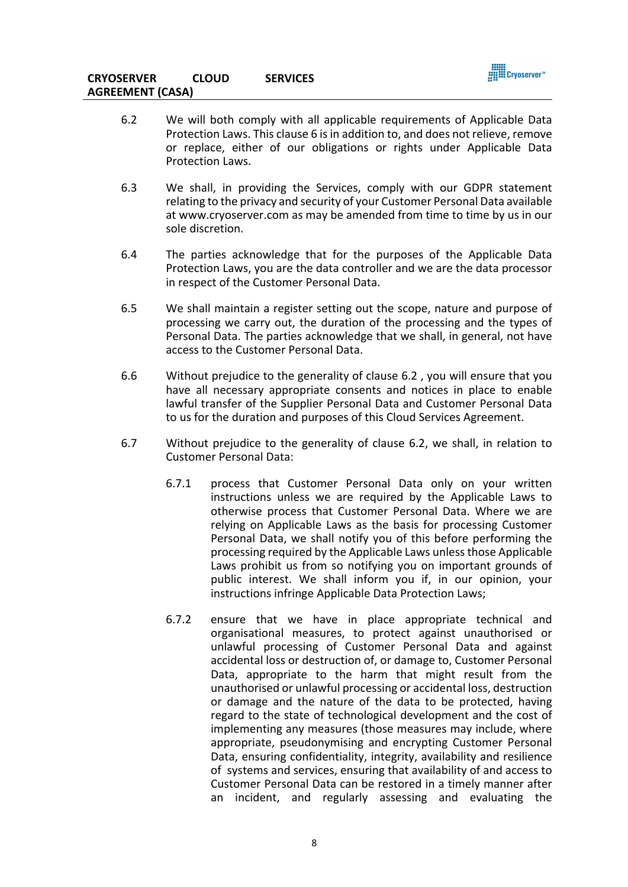6.2 We will both comply with all applicable requirements of Applicable Data Protection Laws. This clause 6 is in addition to, and does not relieve, remove or replace, either of our obligations or rights under Applicable Data Protection Laws.

6.3 We shall, in providing the Services, comply with our GDPR statement relating to the privacy and security of your Customer Personal Data available at www.cryoserver.com as may be amended from time to time by us in our sole discretion.

6.4 The parties acknowledge that for the purposes of the Applicable Data Protection Laws, you are the data controller and we are the data processor in respect of the Customer Personal Data.

6.5 We shall maintain a register setting out the scope, nature and purpose of processing we carry out, the duration of the processing and the types of Personal Data. The parties acknowledge that we shall, in general, not have access to the Customer Personal Data.

6.6 Without prejudice to the generality of clause 6.2 , you will ensure that you have all necessary appropriate consents and notices in place to enable lawful transfer of the Supplier Personal Data and Customer Personal Data to us for the duration and purposes of this Cloud Services Agreement.

6.7 Without prejudice to the generality of clause 6.2, we shall, in relation to Customer Personal Data:

6.7.1 process that Customer Personal Data only on your written instructions unless we are required by the Applicable Laws to otherwise process that Customer Personal Data. Where we are relying on Applicable Laws as the basis for processing Customer Personal Data, we shall notify you of this before performing the processing required by the Applicable Laws unless those Applicable Laws prohibit us from so notifying you on important grounds of public interest. We shall inform you if, in our opinion, your instructions infringe Applicable Data Protection Laws;

6.7.2 ensure that we have in place appropriate technical and organisational measures, to protect against unauthorised or unlawful processing of Customer Personal Data and against accidental loss or destruction of, or damage to, Customer Personal Data, appropriate to the harm that might result from the unauthorised or unlawful processing or accidental loss, destruction or damage and the nature of the data to be protected, having regard to the state of technological development and the cost of implementing any measures (those measures may include, where appropriate, pseudonymising and encrypting Customer Personal Data, ensuring confidentiality, integrity, availability and resilience of systems and services, ensuring that availability of and access to Customer Personal Data can be restored in a timely manner after an incident, and regularly assessing and evaluating the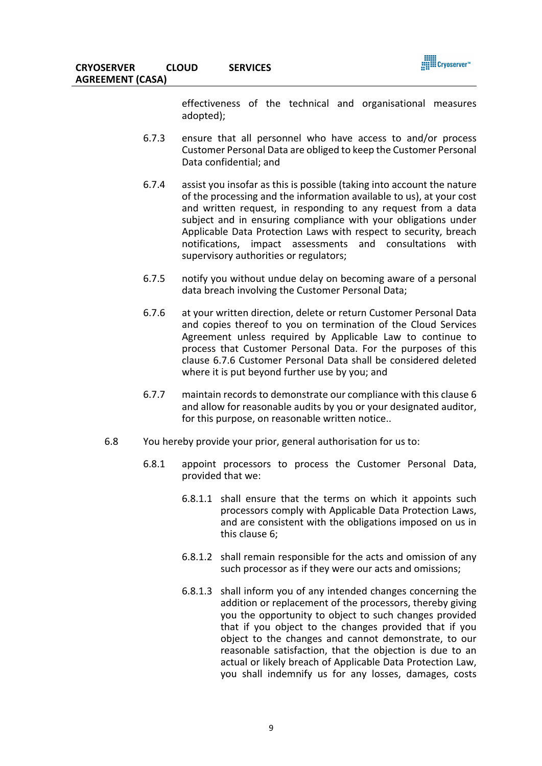effectiveness of the technical and organisational measures adopted);

6.7.3 ensure that all personnel who have access to and/or process Customer Personal Data are obliged to keep the Customer Personal Data confidential; and

6.7.4 assist you insofar as this is possible (taking into account the nature of the processing and the information available to us), at your cost and written request, in responding to any request from a data subject and in ensuring compliance with your obligations under Applicable Data Protection Laws with respect to security, breach notifications, impact assessments and consultations with supervisory authorities or regulators;

6.7.5 notify you without undue delay on becoming aware of a personal data breach involving the Customer Personal Data;

6.7.6 at your written direction, delete or return Customer Personal Data and copies thereof to you on termination of the Cloud Services Agreement unless required by Applicable Law to continue to process that Customer Personal Data. For the purposes of this clause 6.7.6 Customer Personal Data shall be considered deleted where it is put beyond further use by you; and

6.7.7 maintain records to demonstrate our compliance with this clause 6 and allow for reasonable audits by you or your designated auditor, for this purpose, on reasonable written notice..

6.8 You hereby provide your prior, general authorisation for us to:

6.8.1 appoint processors to process the Customer Personal Data, provided that we:

6.8.1.1 shall ensure that the terms on which it appoints such processors comply with Applicable Data Protection Laws, and are consistent with the obligations imposed on us in this clause 6;

6.8.1.2 shall remain responsible for the acts and omission of any such processor as if they were our acts and omissions;

6.8.1.3 shall inform you of any intended changes concerning the addition or replacement of the processors, thereby giving you the opportunity to object to such changes provided that if you object to the changes provided that if you object to the changes and cannot demonstrate, to our reasonable satisfaction, that the objection is due to an actual or likely breach of Applicable Data Protection Law, you shall indemnify us for any losses, damages, costs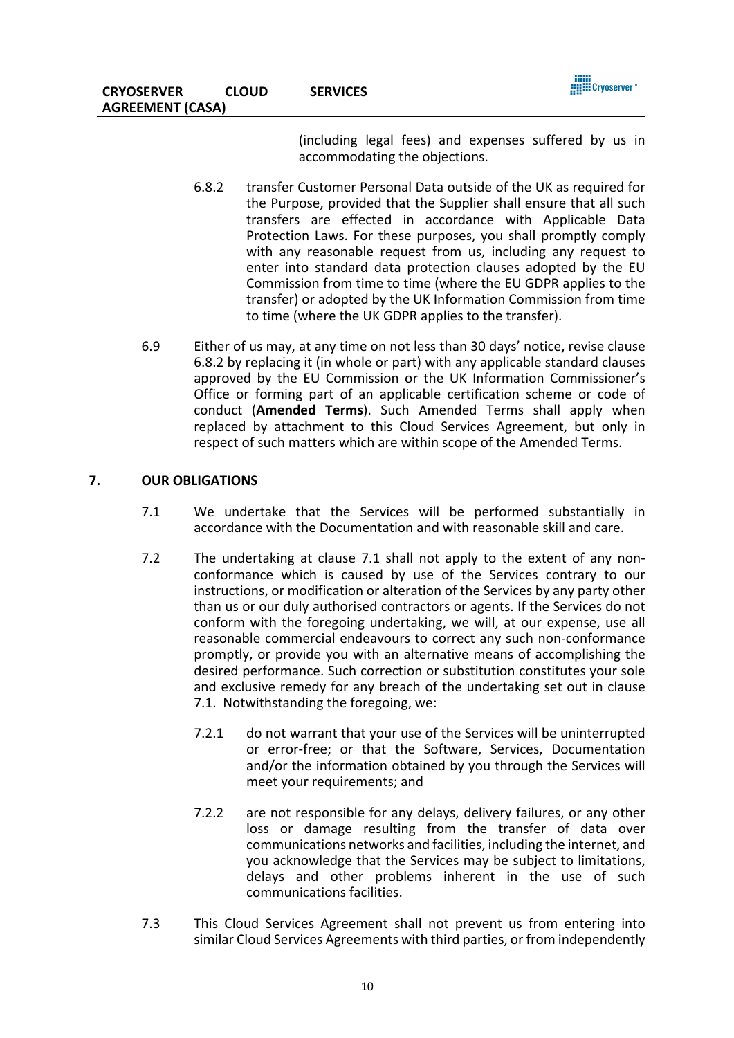(including legal fees) and expenses suffered by us in accommodating the objections.

6.8.2 transfer Customer Personal Data outside of the UK as required for the Purpose, provided that the Supplier shall ensure that all such transfers are effected in accordance with Applicable Data Protection Laws. For these purposes, you shall promptly comply with any reasonable request from us, including any request to enter into standard data protection clauses adopted by the EU Commission from time to time (where the EU GDPR applies to the transfer) or adopted by the UK Information Commission from time to time (where the UK GDPR applies to the transfer).

6.9 Either of us may, at any time on not less than 30 days' notice, revise clause 6.8.2 by replacing it (in whole or part) with any applicable standard clauses approved by the EU Commission or the UK Information Commissioner's Office or forming part of an applicable certification scheme or code of conduct (**Amended Terms**). Such Amended Terms shall apply when replaced by attachment to this Cloud Services Agreement, but only in respect of such matters which are within scope of the Amended Terms.

## 7. OUR OBLIGATIONS

7.1 We undertake that the Services will be performed substantially in accordance with the Documentation and with reasonable skill and care.

7.2 The undertaking at clause 7.1 shall not apply to the extent of any non-conformance which is caused by use of the Services contrary to our instructions, or modification or alteration of the Services by any party other than us or our duly authorised contractors or agents. If the Services do not conform with the foregoing undertaking, we will, at our expense, use all reasonable commercial endeavours to correct any such non-conformance promptly, or provide you with an alternative means of accomplishing the desired performance. Such correction or substitution constitutes your sole and exclusive remedy for any breach of the undertaking set out in clause 7.1. Notwithstanding the foregoing, we:

7.2.1 do not warrant that your use of the Services will be uninterrupted or error-free; or that the Software, Services, Documentation and/or the information obtained by you through the Services will meet your requirements; and

7.2.2 are not responsible for any delays, delivery failures, or any other loss or damage resulting from the transfer of data over communications networks and facilities, including the internet, and you acknowledge that the Services may be subject to limitations, delays and other problems inherent in the use of such communications facilities.

7.3 This Cloud Services Agreement shall not prevent us from entering into similar Cloud Services Agreements with third parties, or from independently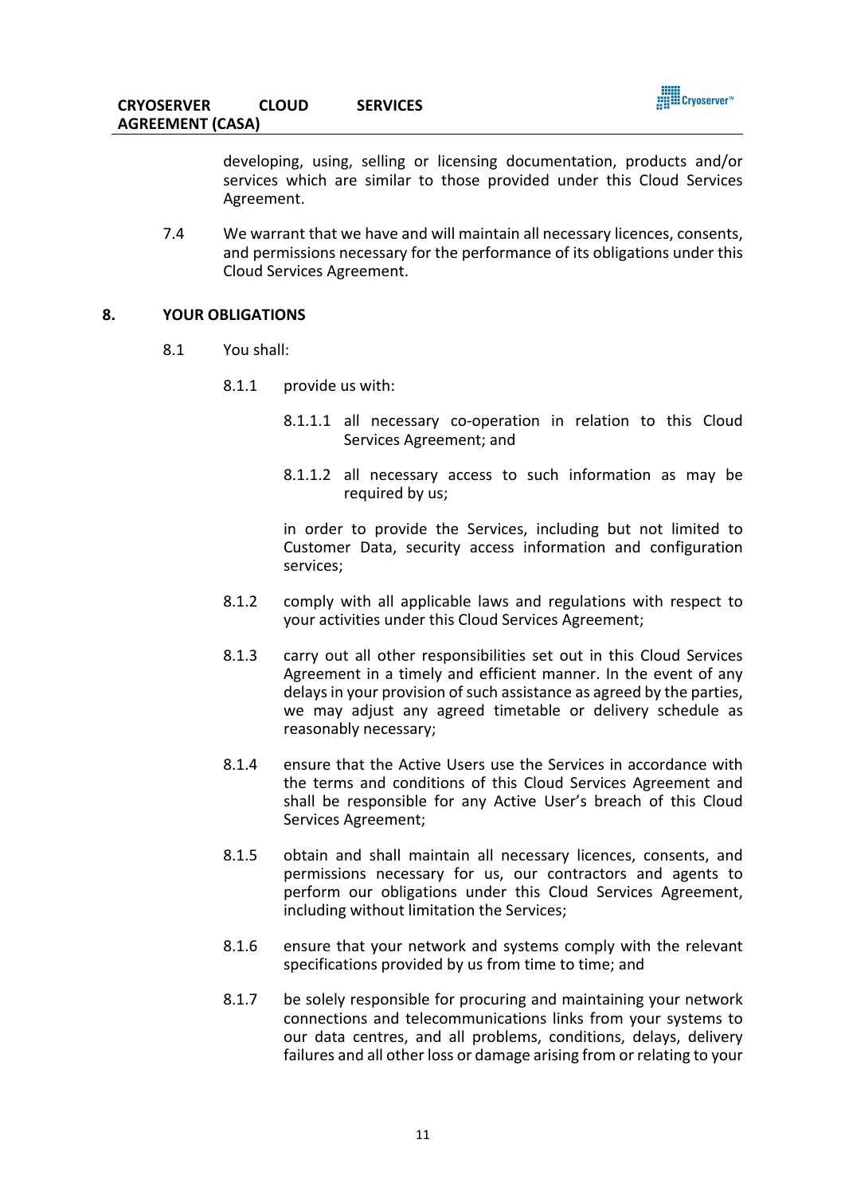developing, using, selling or licensing documentation, products and/or services which are similar to those provided under this Cloud Services Agreement.

7.4 We warrant that we have and will maintain all necessary licences, consents, and permissions necessary for the performance of its obligations under this Cloud Services Agreement.

## 8. YOUR OBLIGATIONS

8.1 You shall:

8.1.1 provide us with:

8.1.1.1 all necessary co-operation in relation to this Cloud Services Agreement; and

8.1.1.2 all necessary access to such information as may be required by us;

in order to provide the Services, including but not limited to Customer Data, security access information and configuration services;

8.1.2 comply with all applicable laws and regulations with respect to your activities under this Cloud Services Agreement;

8.1.3 carry out all other responsibilities set out in this Cloud Services Agreement in a timely and efficient manner. In the event of any delays in your provision of such assistance as agreed by the parties, we may adjust any agreed timetable or delivery schedule as reasonably necessary;

8.1.4 ensure that the Active Users use the Services in accordance with the terms and conditions of this Cloud Services Agreement and shall be responsible for any Active User's breach of this Cloud Services Agreement;

8.1.5 obtain and shall maintain all necessary licences, consents, and permissions necessary for us, our contractors and agents to perform our obligations under this Cloud Services Agreement, including without limitation the Services;

8.1.6 ensure that your network and systems comply with the relevant specifications provided by us from time to time; and

8.1.7 be solely responsible for procuring and maintaining your network connections and telecommunications links from your systems to our data centres, and all problems, conditions, delays, delivery failures and all other loss or damage arising from or relating to your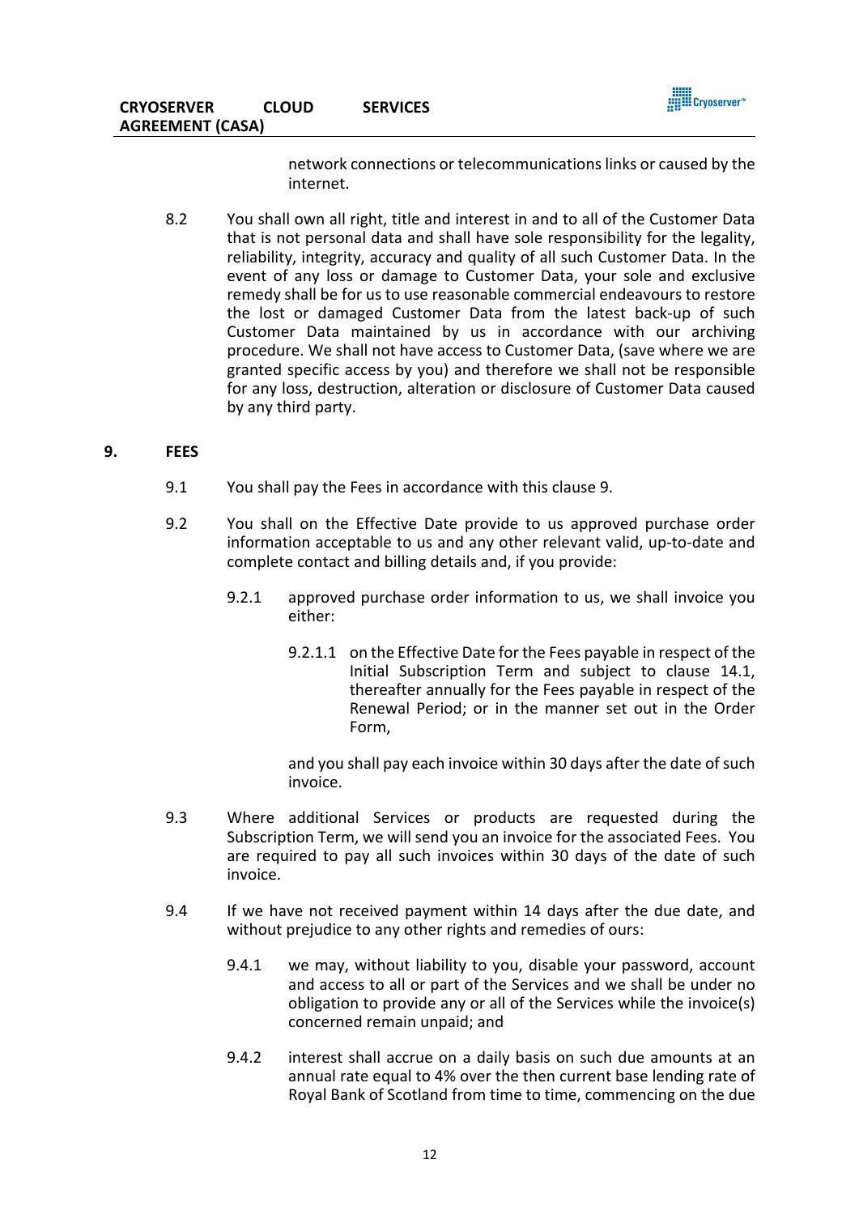network connections or telecommunications links or caused by the internet.

8.2 You shall own all right, title and interest in and to all of the Customer Data that is not personal data and shall have sole responsibility for the legality, reliability, integrity, accuracy and quality of all such Customer Data. In the event of any loss or damage to Customer Data, your sole and exclusive remedy shall be for us to use reasonable commercial endeavours to restore the lost or damaged Customer Data from the latest back-up of such Customer Data maintained by us in accordance with our archiving procedure. We shall not have access to Customer Data, (save where we are granted specific access by you) and therefore we shall not be responsible for any loss, destruction, alteration or disclosure of Customer Data caused by any third party.

## 9. FEES

9.1 You shall pay the Fees in accordance with this clause 9.

9.2 You shall on the Effective Date provide to us approved purchase order information acceptable to us and any other relevant valid, up-to-date and complete contact and billing details and, if you provide:

9.2.1 approved purchase order information to us, we shall invoice you either:

9.2.1.1 on the Effective Date for the Fees payable in respect of the Initial Subscription Term and subject to clause 14.1, thereafter annually for the Fees payable in respect of the Renewal Period; or in the manner set out in the Order Form,

and you shall pay each invoice within 30 days after the date of such invoice.

9.3 Where additional Services or products are requested during the Subscription Term, we will send you an invoice for the associated Fees. You are required to pay all such invoices within 30 days of the date of such invoice.

9.4 If we have not received payment within 14 days after the due date, and without prejudice to any other rights and remedies of ours:

9.4.1 we may, without liability to you, disable your password, account and access to all or part of the Services and we shall be under no obligation to provide any or all of the Services while the invoice(s) concerned remain unpaid; and

9.4.2 interest shall accrue on a daily basis on such due amounts at an annual rate equal to 4% over the then current base lending rate of Royal Bank of Scotland from time to time, commencing on the due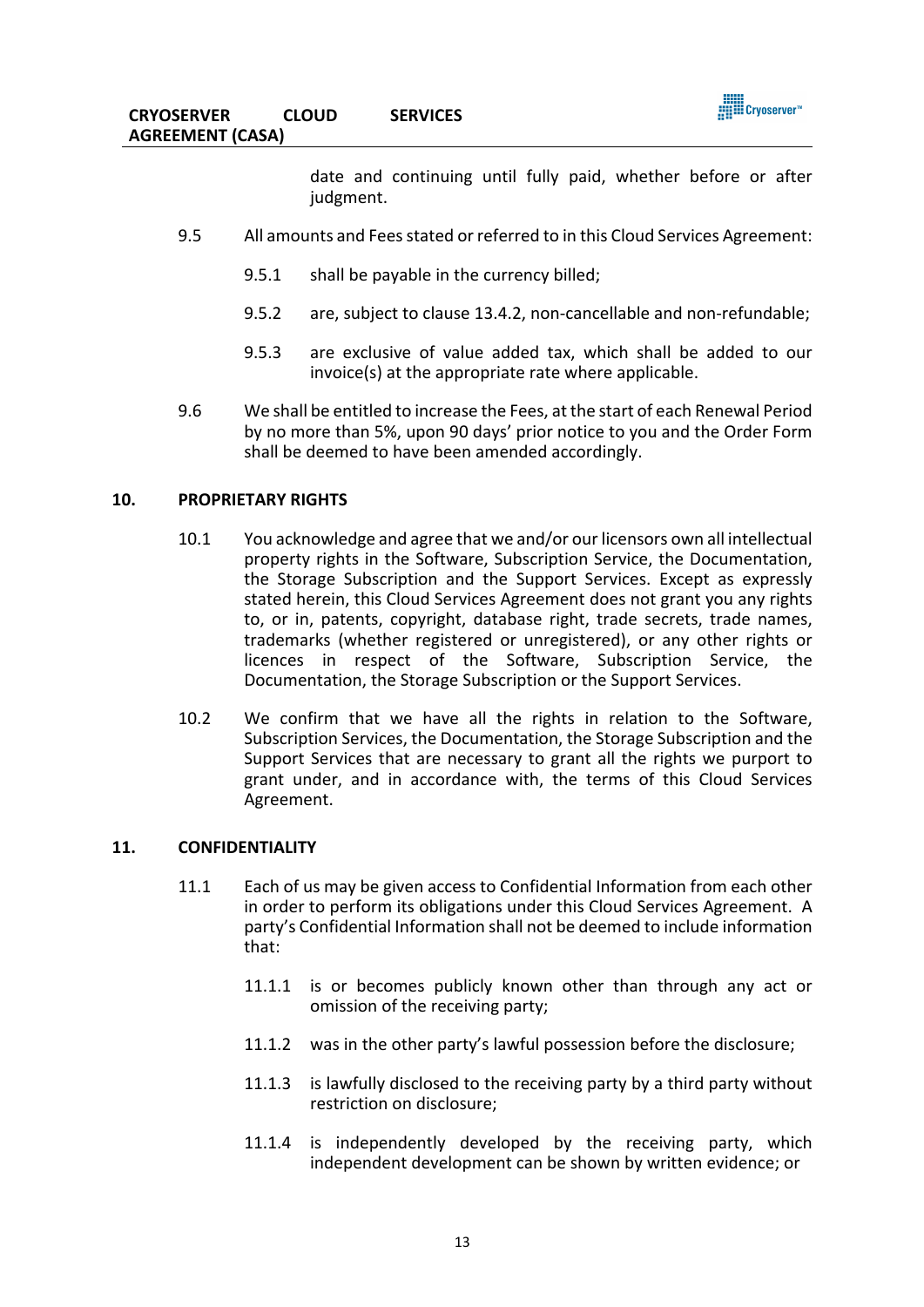date and continuing until fully paid, whether before or after judgment.

9.5 All amounts and Fees stated or referred to in this Cloud Services Agreement:

9.5.1 shall be payable in the currency billed;

9.5.2 are, subject to clause 13.4.2, non-cancellable and non-refundable;

9.5.3 are exclusive of value added tax, which shall be added to our invoice(s) at the appropriate rate where applicable.

9.6 We shall be entitled to increase the Fees, at the start of each Renewal Period by no more than 5%, upon 90 days' prior notice to you and the Order Form shall be deemed to have been amended accordingly.

## 10. PROPRIETARY RIGHTS

10.1 You acknowledge and agree that we and/or our licensors own all intellectual property rights in the Software, Subscription Service, the Documentation, the Storage Subscription and the Support Services. Except as expressly stated herein, this Cloud Services Agreement does not grant you any rights to, or in, patents, copyright, database right, trade secrets, trade names, trademarks (whether registered or unregistered), or any other rights or licences in respect of the Software, Subscription Service, the Documentation, the Storage Subscription or the Support Services.

10.2 We confirm that we have all the rights in relation to the Software, Subscription Services, the Documentation, the Storage Subscription and the Support Services that are necessary to grant all the rights we purport to grant under, and in accordance with, the terms of this Cloud Services Agreement.

## 11. CONFIDENTIALITY

11.1 Each of us may be given access to Confidential Information from each other in order to perform its obligations under this Cloud Services Agreement. A party's Confidential Information shall not be deemed to include information that:

11.1.1 is or becomes publicly known other than through any act or omission of the receiving party;

11.1.2 was in the other party's lawful possession before the disclosure;

11.1.3 is lawfully disclosed to the receiving party by a third party without restriction on disclosure;

11.1.4 is independently developed by the receiving party, which independent development can be shown by written evidence; or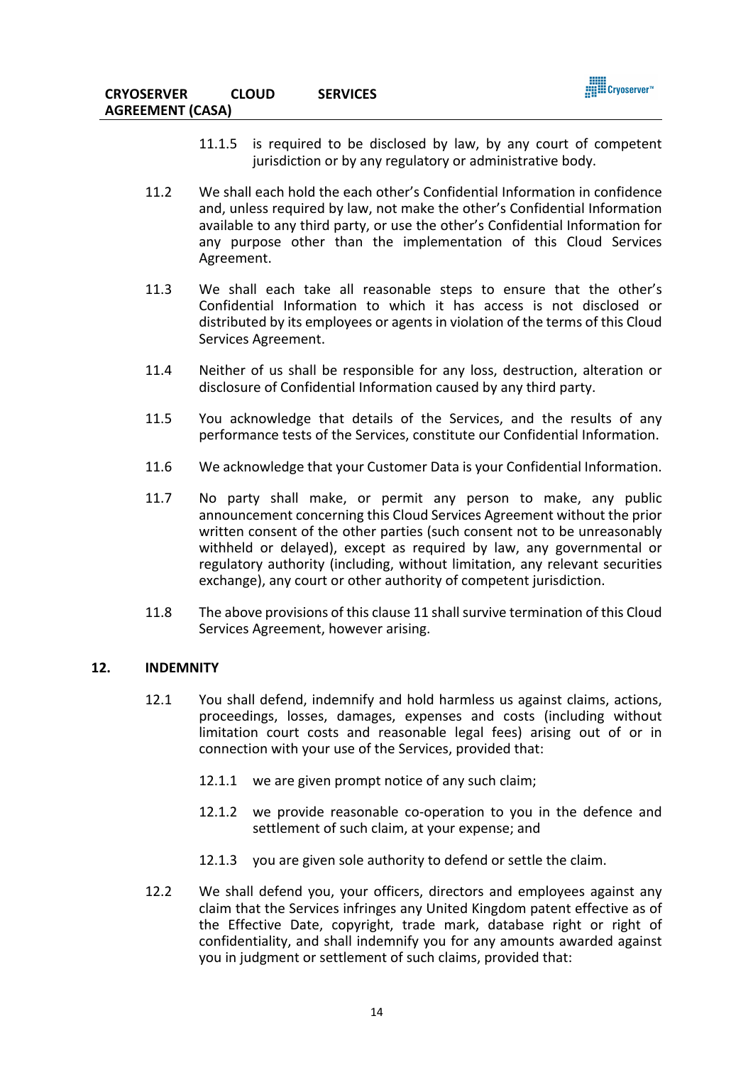11.1.5 is required to be disclosed by law, by any court of competent jurisdiction or by any regulatory or administrative body.

11.2 We shall each hold the each other's Confidential Information in confidence and, unless required by law, not make the other's Confidential Information available to any third party, or use the other's Confidential Information for any purpose other than the implementation of this Cloud Services Agreement.

11.3 We shall each take all reasonable steps to ensure that the other's Confidential Information to which it has access is not disclosed or distributed by its employees or agents in violation of the terms of this Cloud Services Agreement.

11.4 Neither of us shall be responsible for any loss, destruction, alteration or disclosure of Confidential Information caused by any third party.

11.5 You acknowledge that details of the Services, and the results of any performance tests of the Services, constitute our Confidential Information.

11.6 We acknowledge that your Customer Data is your Confidential Information.

11.7 No party shall make, or permit any person to make, any public announcement concerning this Cloud Services Agreement without the prior written consent of the other parties (such consent not to be unreasonably withheld or delayed), except as required by law, any governmental or regulatory authority (including, without limitation, any relevant securities exchange), any court or other authority of competent jurisdiction.

11.8 The above provisions of this clause 11 shall survive termination of this Cloud Services Agreement, however arising.

## 12. INDEMNITY

12.1 You shall defend, indemnify and hold harmless us against claims, actions, proceedings, losses, damages, expenses and costs (including without limitation court costs and reasonable legal fees) arising out of or in connection with your use of the Services, provided that:

12.1.1 we are given prompt notice of any such claim;

12.1.2 we provide reasonable co-operation to you in the defence and settlement of such claim, at your expense; and

12.1.3 you are given sole authority to defend or settle the claim.

12.2 We shall defend you, your officers, directors and employees against any claim that the Services infringes any United Kingdom patent effective as of the Effective Date, copyright, trade mark, database right or right of confidentiality, and shall indemnify you for any amounts awarded against you in judgment or settlement of such claims, provided that: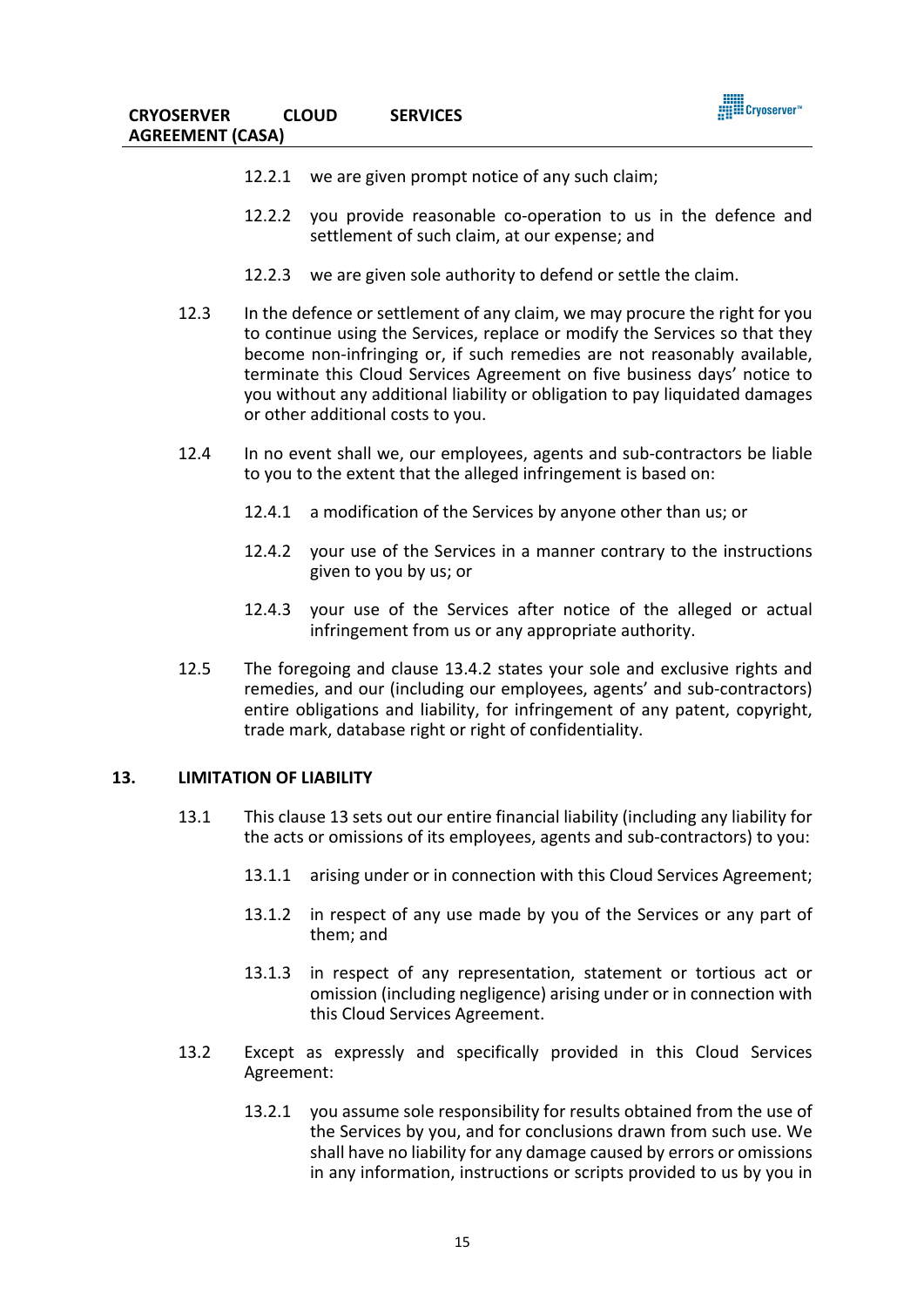12.2.1 we are given prompt notice of any such claim;

12.2.2 you provide reasonable co-operation to us in the defence and settlement of such claim, at our expense; and

12.2.3 we are given sole authority to defend or settle the claim.

12.3 In the defence or settlement of any claim, we may procure the right for you to continue using the Services, replace or modify the Services so that they become non-infringing or, if such remedies are not reasonably available, terminate this Cloud Services Agreement on five business days' notice to you without any additional liability or obligation to pay liquidated damages or other additional costs to you.

12.4 In no event shall we, our employees, agents and sub-contractors be liable to you to the extent that the alleged infringement is based on:

12.4.1 a modification of the Services by anyone other than us; or

12.4.2 your use of the Services in a manner contrary to the instructions given to you by us; or

12.4.3 your use of the Services after notice of the alleged or actual infringement from us or any appropriate authority.

12.5 The foregoing and clause 13.4.2 states your sole and exclusive rights and remedies, and our (including our employees, agents' and sub-contractors) entire obligations and liability, for infringement of any patent, copyright, trade mark, database right or right of confidentiality.

## 13. LIMITATION OF LIABILITY

13.1 This clause 13 sets out our entire financial liability (including any liability for the acts or omissions of its employees, agents and sub-contractors) to you:

13.1.1 arising under or in connection with this Cloud Services Agreement;

13.1.2 in respect of any use made by you of the Services or any part of them; and

13.1.3 in respect of any representation, statement or tortious act or omission (including negligence) arising under or in connection with this Cloud Services Agreement.

13.2 Except as expressly and specifically provided in this Cloud Services Agreement:

13.2.1 you assume sole responsibility for results obtained from the use of the Services by you, and for conclusions drawn from such use. We shall have no liability for any damage caused by errors or omissions in any information, instructions or scripts provided to us by you in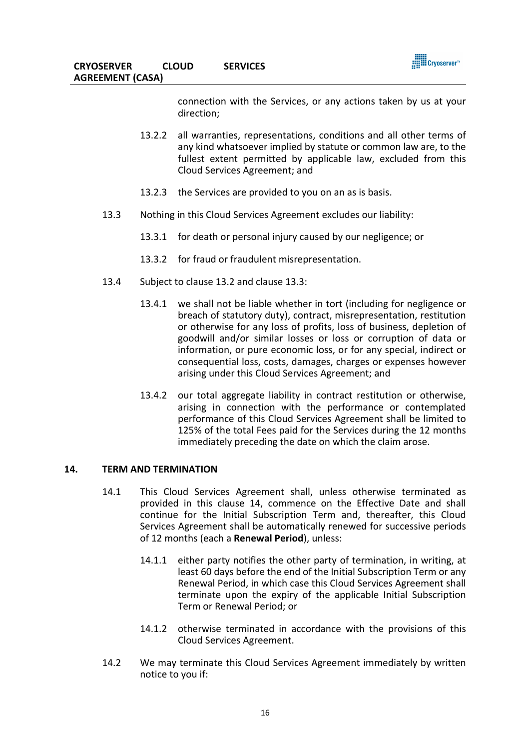connection with the Services, or any actions taken by us at your direction;

13.2.2 all warranties, representations, conditions and all other terms of any kind whatsoever implied by statute or common law are, to the fullest extent permitted by applicable law, excluded from this Cloud Services Agreement; and

13.2.3 the Services are provided to you on an as is basis.

13.3 Nothing in this Cloud Services Agreement excludes our liability:

13.3.1 for death or personal injury caused by our negligence; or

13.3.2 for fraud or fraudulent misrepresentation.

13.4 Subject to clause 13.2 and clause 13.3:

13.4.1 we shall not be liable whether in tort (including for negligence or breach of statutory duty), contract, misrepresentation, restitution or otherwise for any loss of profits, loss of business, depletion of goodwill and/or similar losses or loss or corruption of data or information, or pure economic loss, or for any special, indirect or consequential loss, costs, damages, charges or expenses however arising under this Cloud Services Agreement; and

13.4.2 our total aggregate liability in contract restitution or otherwise, arising in connection with the performance or contemplated performance of this Cloud Services Agreement shall be limited to 125% of the total Fees paid for the Services during the 12 months immediately preceding the date on which the claim arose.

## 14. TERM AND TERMINATION

14.1 This Cloud Services Agreement shall, unless otherwise terminated as provided in this clause 14, commence on the Effective Date and shall continue for the Initial Subscription Term and, thereafter, this Cloud Services Agreement shall be automatically renewed for successive periods of 12 months (each a **Renewal Period**), unless:

14.1.1 either party notifies the other party of termination, in writing, at least 60 days before the end of the Initial Subscription Term or any Renewal Period, in which case this Cloud Services Agreement shall terminate upon the expiry of the applicable Initial Subscription Term or Renewal Period; or

14.1.2 otherwise terminated in accordance with the provisions of this Cloud Services Agreement.

14.2 We may terminate this Cloud Services Agreement immediately by written notice to you if: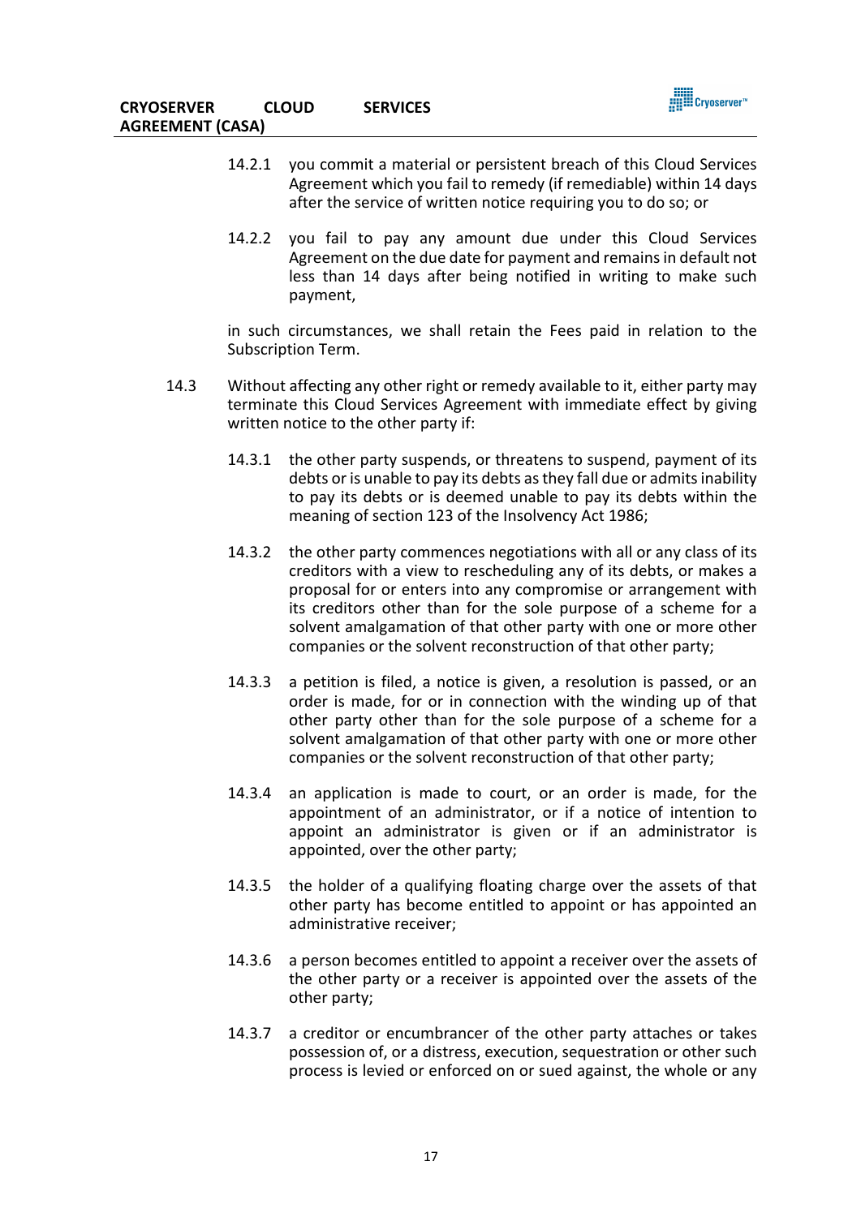14.2.1 you commit a material or persistent breach of this Cloud Services Agreement which you fail to remedy (if remediable) within 14 days after the service of written notice requiring you to do so; or

14.2.2 you fail to pay any amount due under this Cloud Services Agreement on the due date for payment and remains in default not less than 14 days after being notified in writing to make such payment,

in such circumstances, we shall retain the Fees paid in relation to the Subscription Term.

14.3 Without affecting any other right or remedy available to it, either party may terminate this Cloud Services Agreement with immediate effect by giving written notice to the other party if:

14.3.1 the other party suspends, or threatens to suspend, payment of its debts or is unable to pay its debts as they fall due or admits inability to pay its debts or is deemed unable to pay its debts within the meaning of section 123 of the Insolvency Act 1986;

14.3.2 the other party commences negotiations with all or any class of its creditors with a view to rescheduling any of its debts, or makes a proposal for or enters into any compromise or arrangement with its creditors other than for the sole purpose of a scheme for a solvent amalgamation of that other party with one or more other companies or the solvent reconstruction of that other party;

14.3.3 a petition is filed, a notice is given, a resolution is passed, or an order is made, for or in connection with the winding up of that other party other than for the sole purpose of a scheme for a solvent amalgamation of that other party with one or more other companies or the solvent reconstruction of that other party;

14.3.4 an application is made to court, or an order is made, for the appointment of an administrator, or if a notice of intention to appoint an administrator is given or if an administrator is appointed, over the other party;

14.3.5 the holder of a qualifying floating charge over the assets of that other party has become entitled to appoint or has appointed an administrative receiver;

14.3.6 a person becomes entitled to appoint a receiver over the assets of the other party or a receiver is appointed over the assets of the other party;

14.3.7 a creditor or encumbrancer of the other party attaches or takes possession of, or a distress, execution, sequestration or other such process is levied or enforced on or sued against, the whole or any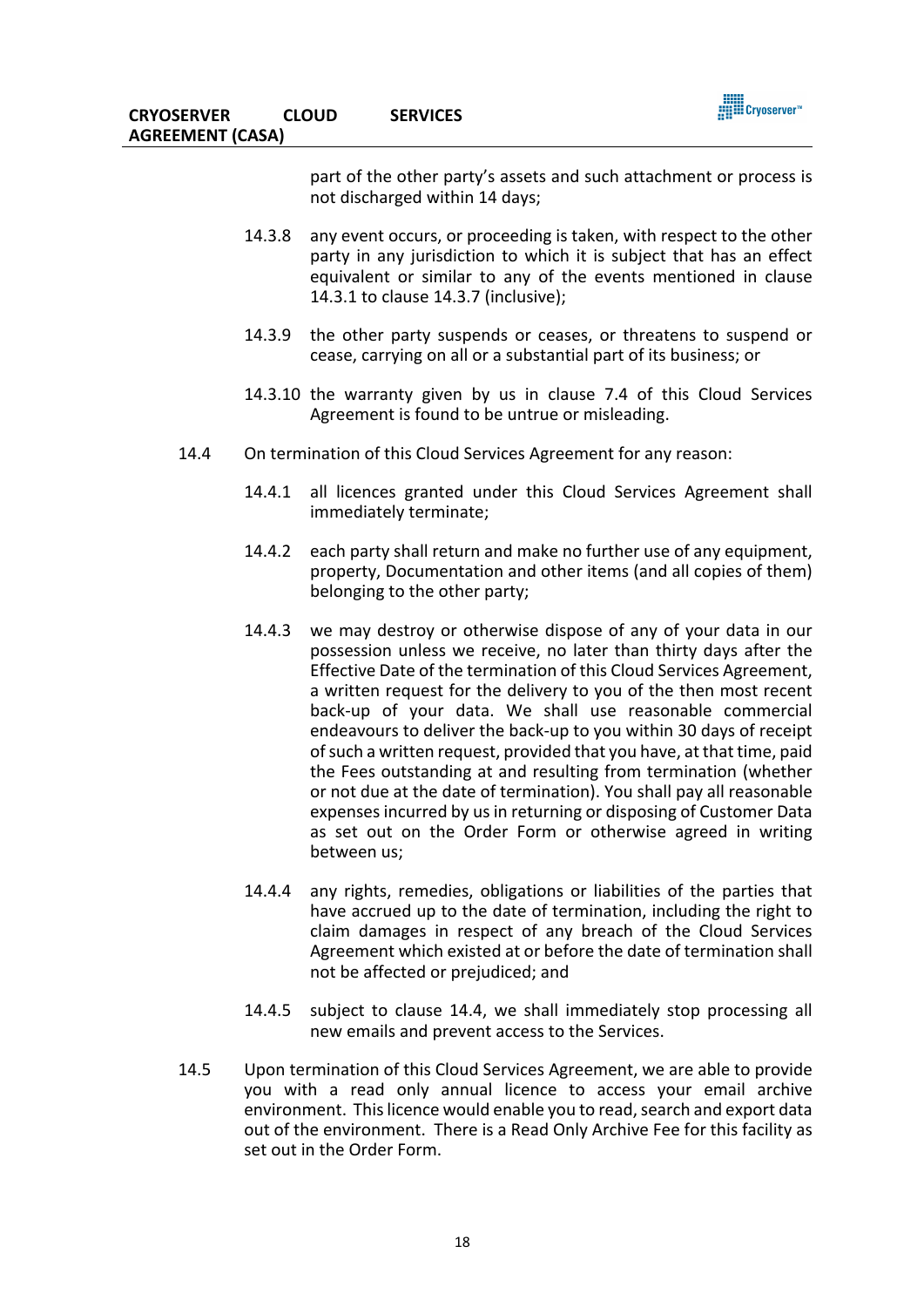part of the other party's assets and such attachment or process is not discharged within 14 days;

14.3.8 any event occurs, or proceeding is taken, with respect to the other party in any jurisdiction to which it is subject that has an effect equivalent or similar to any of the events mentioned in clause 14.3.1 to clause 14.3.7 (inclusive);

14.3.9 the other party suspends or ceases, or threatens to suspend or cease, carrying on all or a substantial part of its business; or

14.3.10 the warranty given by us in clause 7.4 of this Cloud Services Agreement is found to be untrue or misleading.

14.4 On termination of this Cloud Services Agreement for any reason:

14.4.1 all licences granted under this Cloud Services Agreement shall immediately terminate;

14.4.2 each party shall return and make no further use of any equipment, property, Documentation and other items (and all copies of them) belonging to the other party;

14.4.3 we may destroy or otherwise dispose of any of your data in our possession unless we receive, no later than thirty days after the Effective Date of the termination of this Cloud Services Agreement, a written request for the delivery to you of the then most recent back-up of your data. We shall use reasonable commercial endeavours to deliver the back-up to you within 30 days of receipt of such a written request, provided that you have, at that time, paid the Fees outstanding at and resulting from termination (whether or not due at the date of termination). You shall pay all reasonable expenses incurred by us in returning or disposing of Customer Data as set out on the Order Form or otherwise agreed in writing between us;

14.4.4 any rights, remedies, obligations or liabilities of the parties that have accrued up to the date of termination, including the right to claim damages in respect of any breach of the Cloud Services Agreement which existed at or before the date of termination shall not be affected or prejudiced; and

14.4.5 subject to clause 14.4, we shall immediately stop processing all new emails and prevent access to the Services.

14.5 Upon termination of this Cloud Services Agreement, we are able to provide you with a read only annual licence to access your email archive environment. This licence would enable you to read, search and export data out of the environment. There is a Read Only Archive Fee for this facility as set out in the Order Form.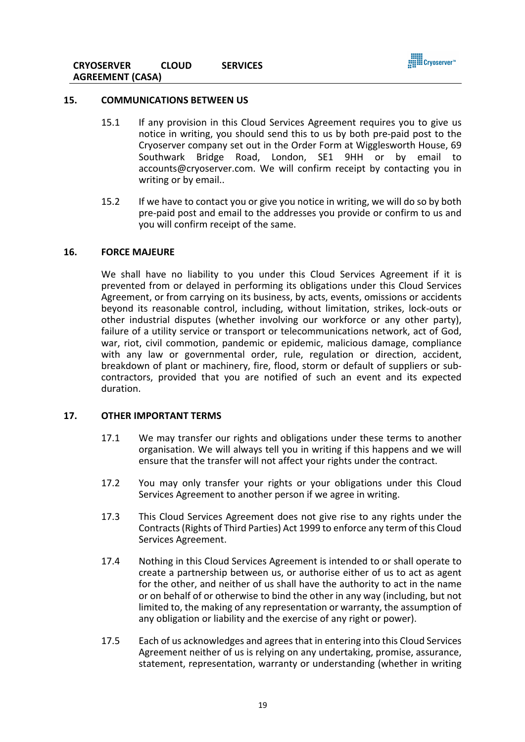## 15. COMMUNICATIONS BETWEEN US

15.1 If any provision in this Cloud Services Agreement requires you to give us notice in writing, you should send this to us by both pre-paid post to the Cryoserver company set out in the Order Form at Wigglesworth House, 69 Southwark Bridge Road, London, SE1 9HH or by email to accounts@cryoserver.com. We will confirm receipt by contacting you in writing or by email..

15.2 If we have to contact you or give you notice in writing, we will do so by both pre-paid post and email to the addresses you provide or confirm to us and you will confirm receipt of the same.

## 16. FORCE MAJEURE

We shall have no liability to you under this Cloud Services Agreement if it is prevented from or delayed in performing its obligations under this Cloud Services Agreement, or from carrying on its business, by acts, events, omissions or accidents beyond its reasonable control, including, without limitation, strikes, lock-outs or other industrial disputes (whether involving our workforce or any other party), failure of a utility service or transport or telecommunications network, act of God, war, riot, civil commotion, pandemic or epidemic, malicious damage, compliance with any law or governmental order, rule, regulation or direction, accident, breakdown of plant or machinery, fire, flood, storm or default of suppliers or sub-contractors, provided that you are notified of such an event and its expected duration.

## 17. OTHER IMPORTANT TERMS

17.1 We may transfer our rights and obligations under these terms to another organisation. We will always tell you in writing if this happens and we will ensure that the transfer will not affect your rights under the contract.

17.2 You may only transfer your rights or your obligations under this Cloud Services Agreement to another person if we agree in writing.

17.3 This Cloud Services Agreement does not give rise to any rights under the Contracts (Rights of Third Parties) Act 1999 to enforce any term of this Cloud Services Agreement.

17.4 Nothing in this Cloud Services Agreement is intended to or shall operate to create a partnership between us, or authorise either of us to act as agent for the other, and neither of us shall have the authority to act in the name or on behalf of or otherwise to bind the other in any way (including, but not limited to, the making of any representation or warranty, the assumption of any obligation or liability and the exercise of any right or power).

17.5 Each of us acknowledges and agrees that in entering into this Cloud Services Agreement neither of us is relying on any undertaking, promise, assurance, statement, representation, warranty or understanding (whether in writing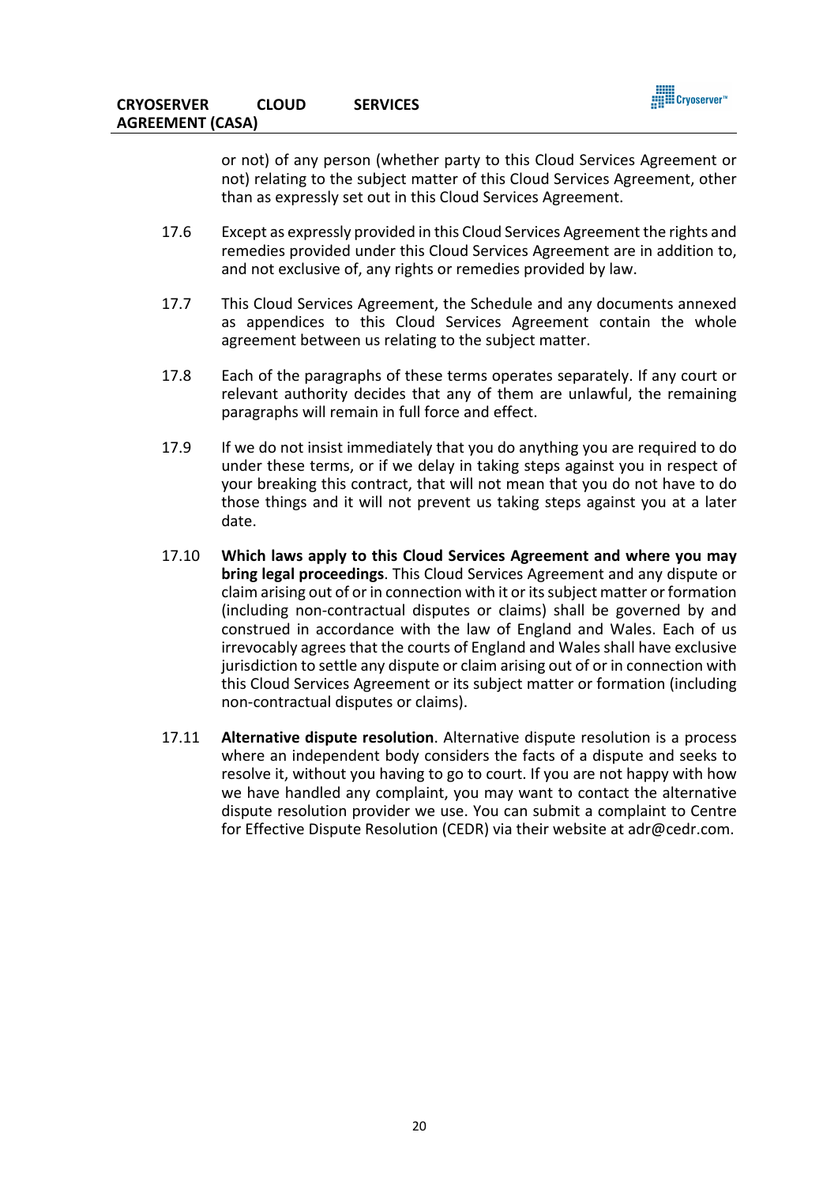or not) of any person (whether party to this Cloud Services Agreement or not) relating to the subject matter of this Cloud Services Agreement, other than as expressly set out in this Cloud Services Agreement.

17.6 Except as expressly provided in this Cloud Services Agreement the rights and remedies provided under this Cloud Services Agreement are in addition to, and not exclusive of, any rights or remedies provided by law.

17.7 This Cloud Services Agreement, the Schedule and any documents annexed as appendices to this Cloud Services Agreement contain the whole agreement between us relating to the subject matter.

17.8 Each of the paragraphs of these terms operates separately. If any court or relevant authority decides that any of them are unlawful, the remaining paragraphs will remain in full force and effect.

17.9 If we do not insist immediately that you do anything you are required to do under these terms, or if we delay in taking steps against you in respect of your breaking this contract, that will not mean that you do not have to do those things and it will not prevent us taking steps against you at a later date.

17.10 **Which laws apply to this Cloud Services Agreement and where you may bring legal proceedings**. This Cloud Services Agreement and any dispute or claim arising out of or in connection with it or its subject matter or formation (including non-contractual disputes or claims) shall be governed by and construed in accordance with the law of England and Wales. Each of us irrevocably agrees that the courts of England and Wales shall have exclusive jurisdiction to settle any dispute or claim arising out of or in connection with this Cloud Services Agreement or its subject matter or formation (including non-contractual disputes or claims).

17.11 **Alternative dispute resolution**. Alternative dispute resolution is a process where an independent body considers the facts of a dispute and seeks to resolve it, without you having to go to court. If you are not happy with how we have handled any complaint, you may want to contact the alternative dispute resolution provider we use. You can submit a complaint to Centre for Effective Dispute Resolution (CEDR) via their website at adr@cedr.com.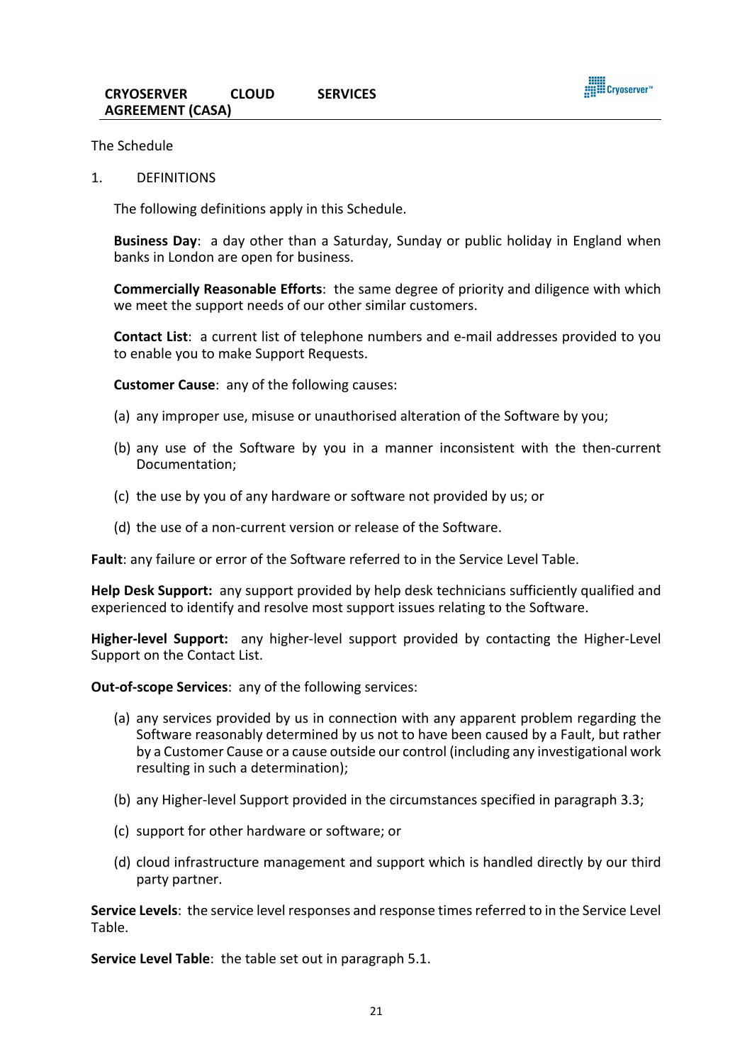The Schedule

1. DEFINITIONS

The following definitions apply in this Schedule.

**Business Day**: a day other than a Saturday, Sunday or public holiday in England when banks in London are open for business.

**Commercially Reasonable Efforts**: the same degree of priority and diligence with which we meet the support needs of our other similar customers.

**Contact List**: a current list of telephone numbers and e-mail addresses provided to you to enable you to make Support Requests.

**Customer Cause**: any of the following causes:

(a) any improper use, misuse or unauthorised alteration of the Software by you;

(b) any use of the Software by you in a manner inconsistent with the then-current Documentation;

(c) the use by you of any hardware or software not provided by us; or

(d) the use of a non-current version or release of the Software.

**Fault**: any failure or error of the Software referred to in the Service Level Table.

**Help Desk Support:** any support provided by help desk technicians sufficiently qualified and experienced to identify and resolve most support issues relating to the Software.

**Higher-level Support:** any higher-level support provided by contacting the Higher-Level Support on the Contact List.

**Out-of-scope Services**: any of the following services:

(a) any services provided by us in connection with any apparent problem regarding the Software reasonably determined by us not to have been caused by a Fault, but rather by a Customer Cause or a cause outside our control (including any investigational work resulting in such a determination);

(b) any Higher-level Support provided in the circumstances specified in paragraph 3.3;

(c) support for other hardware or software; or

(d) cloud infrastructure management and support which is handled directly by our third party partner.

**Service Levels**: the service level responses and response times referred to in the Service Level Table.

**Service Level Table**: the table set out in paragraph 5.1.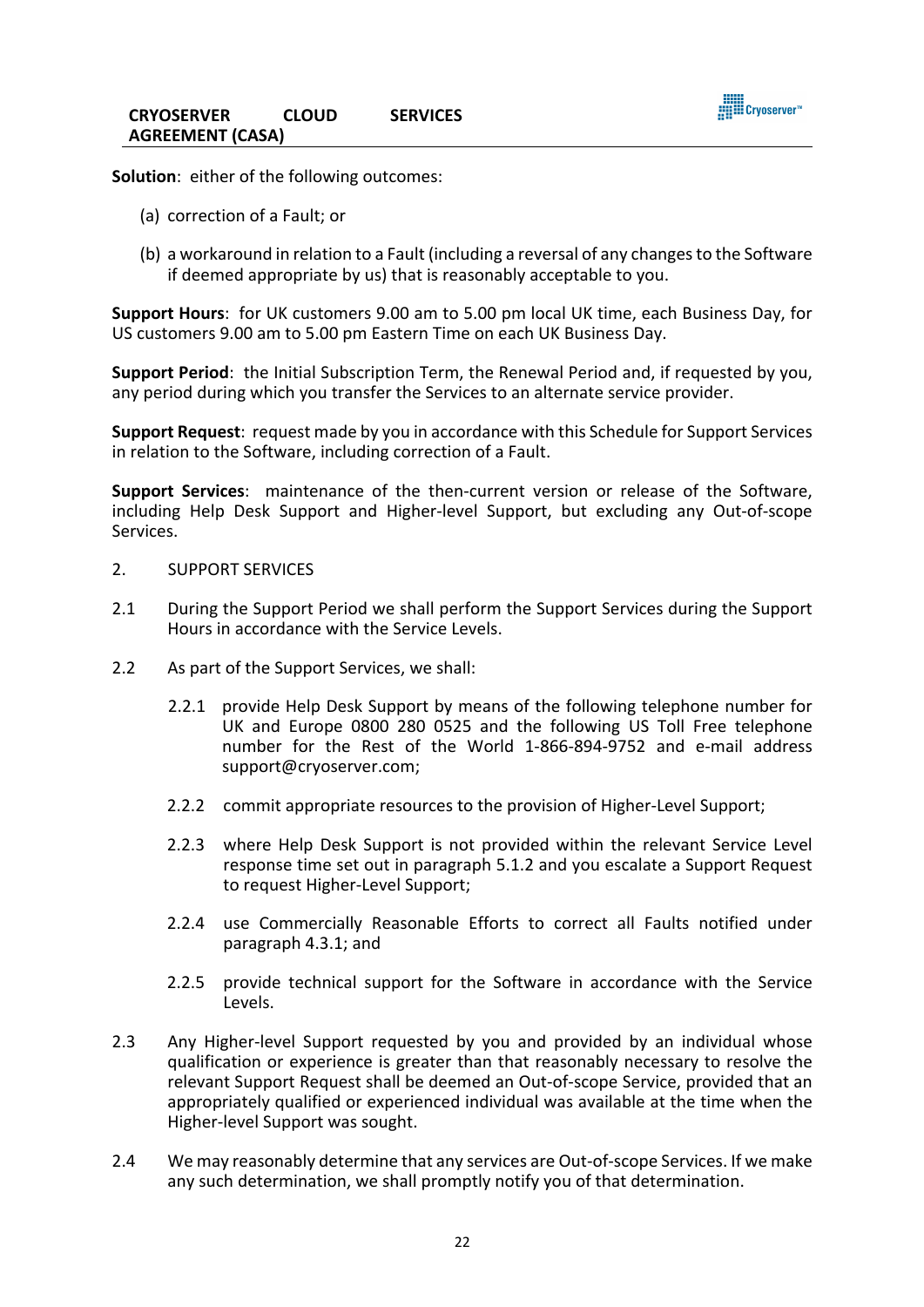**Solution**: either of the following outcomes:

(a) correction of a Fault; or

(b) a workaround in relation to a Fault (including a reversal of any changes to the Software if deemed appropriate by us) that is reasonably acceptable to you.

**Support Hours**: for UK customers 9.00 am to 5.00 pm local UK time, each Business Day, for US customers 9.00 am to 5.00 pm Eastern Time on each UK Business Day.

**Support Period**: the Initial Subscription Term, the Renewal Period and, if requested by you, any period during which you transfer the Services to an alternate service provider.

**Support Request**: request made by you in accordance with this Schedule for Support Services in relation to the Software, including correction of a Fault.

**Support Services**: maintenance of the then-current version or release of the Software, including Help Desk Support and Higher-level Support, but excluding any Out-of-scope Services.

2. SUPPORT SERVICES

2.1 During the Support Period we shall perform the Support Services during the Support Hours in accordance with the Service Levels.

2.2 As part of the Support Services, we shall:

2.2.1 provide Help Desk Support by means of the following telephone number for UK and Europe 0800 280 0525 and the following US Toll Free telephone number for the Rest of the World 1-866-894-9752 and e-mail address support@cryoserver.com;

2.2.2 commit appropriate resources to the provision of Higher-Level Support;

2.2.3 where Help Desk Support is not provided within the relevant Service Level response time set out in paragraph 5.1.2 and you escalate a Support Request to request Higher-Level Support;

2.2.4 use Commercially Reasonable Efforts to correct all Faults notified under paragraph 4.3.1; and

2.2.5 provide technical support for the Software in accordance with the Service Levels.

2.3 Any Higher-level Support requested by you and provided by an individual whose qualification or experience is greater than that reasonably necessary to resolve the relevant Support Request shall be deemed an Out-of-scope Service, provided that an appropriately qualified or experienced individual was available at the time when the Higher-level Support was sought.

2.4 We may reasonably determine that any services are Out-of-scope Services. If we make any such determination, we shall promptly notify you of that determination.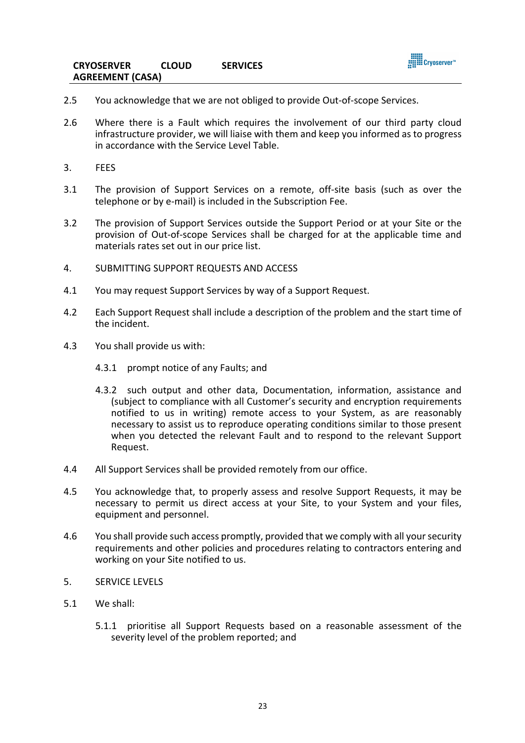2.5 You acknowledge that we are not obliged to provide Out-of-scope Services.

2.6 Where there is a Fault which requires the involvement of our third party cloud infrastructure provider, we will liaise with them and keep you informed as to progress in accordance with the Service Level Table.

3. FEES

3.1 The provision of Support Services on a remote, off-site basis (such as over the telephone or by e-mail) is included in the Subscription Fee.

3.2 The provision of Support Services outside the Support Period or at your Site or the provision of Out-of-scope Services shall be charged for at the applicable time and materials rates set out in our price list.

4. SUBMITTING SUPPORT REQUESTS AND ACCESS

4.1 You may request Support Services by way of a Support Request.

4.2 Each Support Request shall include a description of the problem and the start time of the incident.

4.3 You shall provide us with:

4.3.1 prompt notice of any Faults; and

4.3.2 such output and other data, Documentation, information, assistance and (subject to compliance with all Customer's security and encryption requirements notified to us in writing) remote access to your System, as are reasonably necessary to assist us to reproduce operating conditions similar to those present when you detected the relevant Fault and to respond to the relevant Support Request.

4.4 All Support Services shall be provided remotely from our office.

4.5 You acknowledge that, to properly assess and resolve Support Requests, it may be necessary to permit us direct access at your Site, to your System and your files, equipment and personnel.

4.6 You shall provide such access promptly, provided that we comply with all your security requirements and other policies and procedures relating to contractors entering and working on your Site notified to us.

5. SERVICE LEVELS

5.1 We shall:

5.1.1 prioritise all Support Requests based on a reasonable assessment of the severity level of the problem reported; and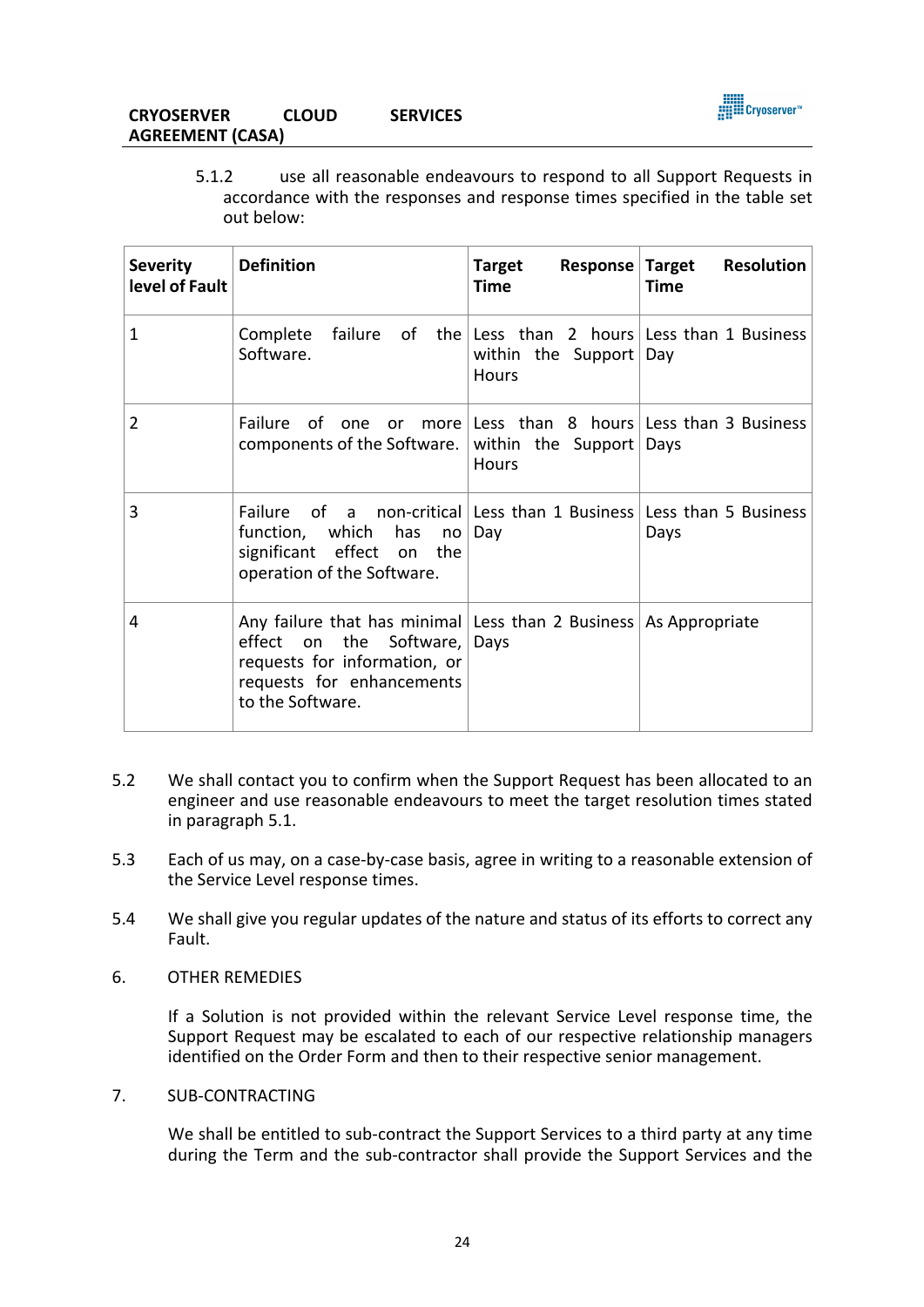5.1.2 use all reasonable endeavours to respond to all Support Requests in accordance with the responses and response times specified in the table set out below:

| Severity level of Fault | Definition | Target Response Time | Target Resolution Time |
|---|---|---|---|
| 1 | Complete failure of the Software. | Less than 2 hours within the Support Hours | Less than 1 Business Day |
| 2 | Failure of one or more components of the Software. | Less than 8 hours within the Support Hours | Less than 3 Business Days |
| 3 | Failure of a non-critical function, which has no significant effect on the operation of the Software. | Less than 1 Business Day | Less than 5 Business Days |
| 4 | Any failure that has minimal effect on the Software, requests for information, or requests for enhancements to the Software. | Less than 2 Business Days | As Appropriate |

5.2 We shall contact you to confirm when the Support Request has been allocated to an engineer and use reasonable endeavours to meet the target resolution times stated in paragraph 5.1.

5.3 Each of us may, on a case-by-case basis, agree in writing to a reasonable extension of the Service Level response times.

5.4 We shall give you regular updates of the nature and status of its efforts to correct any Fault.

6. OTHER REMEDIES

If a Solution is not provided within the relevant Service Level response time, the Support Request may be escalated to each of our respective relationship managers identified on the Order Form and then to their respective senior management.

7. SUB-CONTRACTING

We shall be entitled to sub-contract the Support Services to a third party at any time during the Term and the sub-contractor shall provide the Support Services and the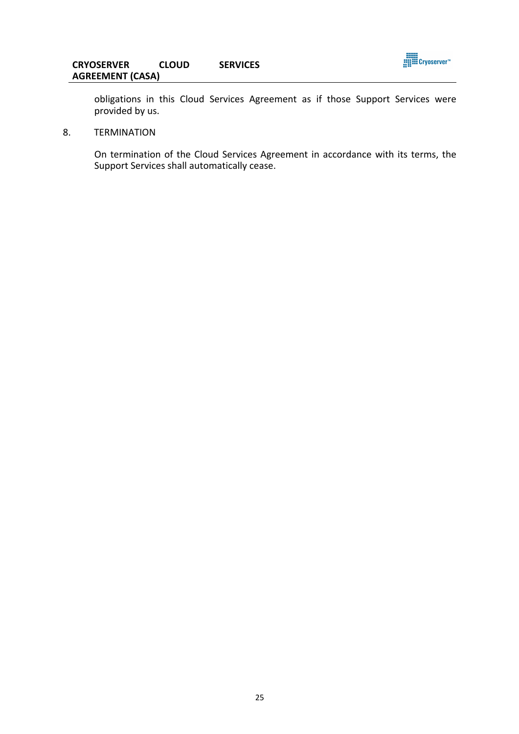obligations in this Cloud Services Agreement as if those Support Services were provided by us.

## 8. TERMINATION

On termination of the Cloud Services Agreement in accordance with its terms, the Support Services shall automatically cease.